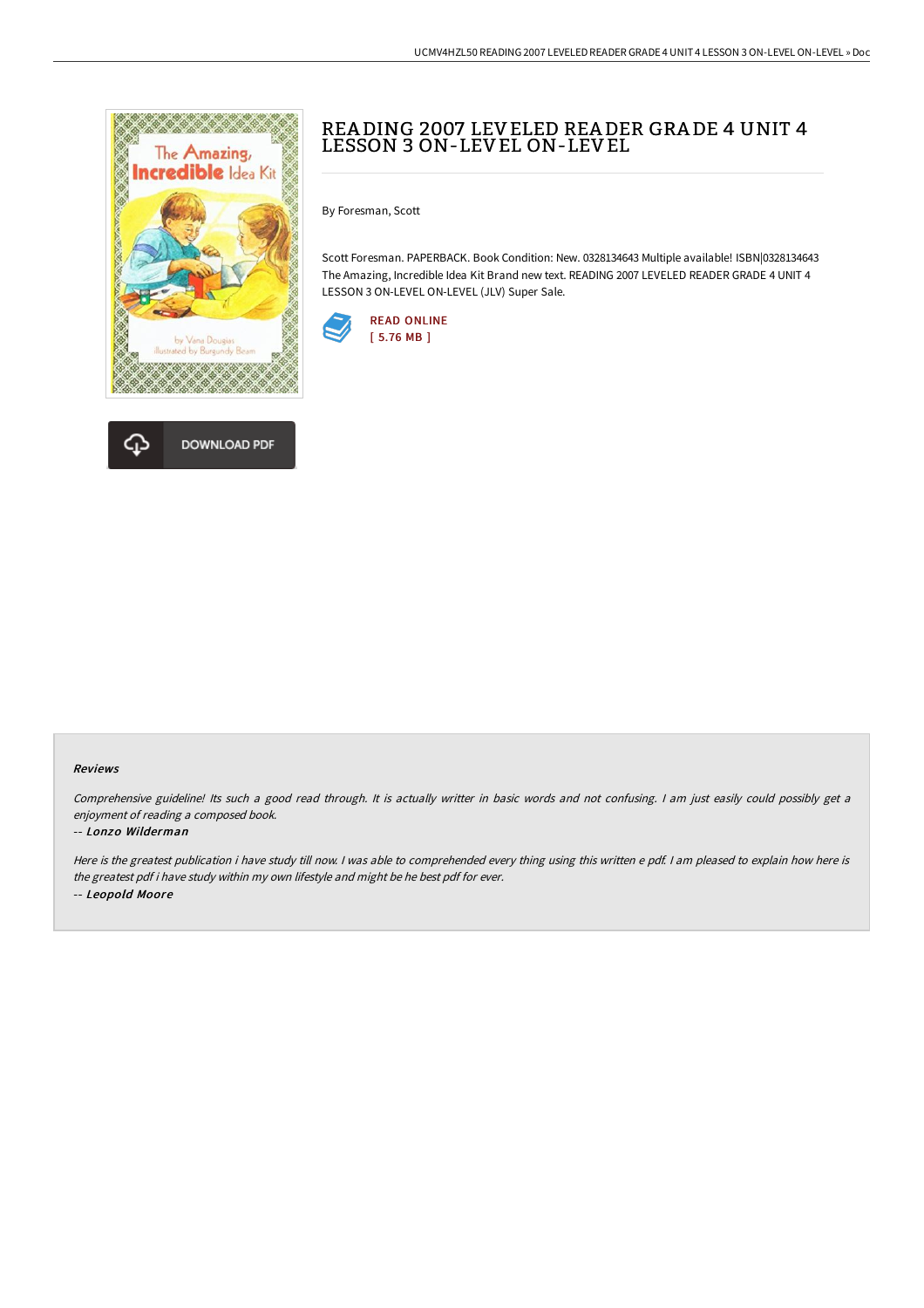# READING 2007 LEVELED READER GRADE 4 UNIT 4 LESSON 3 ON-LEVEL ON-LEVEL

By Foresman, Scott

Scott Foresman. PAPERBACK. Book Condition: New. 0328134643 Multiple available! ISBN|0328134643 The Amazing, Incredible Idea Kit Brand new text. READING 2007 LEVELED READER GRADE 4 UNIT 4 LESSON 3 ON-LEVEL ON-LEVEL (JLV) Super Sale.

READ ONLINE
[ 5.76 MB ]

DOWNLOAD PDF

### Reviews

*Comprehensive guideline! Its such a good read through. It is actually writter in basic words and not confusing. I am just easily could possibly get a enjoyment of reading a composed book.*

-- ***Lonzo Wilderman***

*Here is the greatest publication i have study till now. I was able to comprehended every thing using this written e pdf. I am pleased to explain how here is the greatest pdf i have study within my own lifestyle and might be he best pdf for ever.*

-- ***Leopold Moore***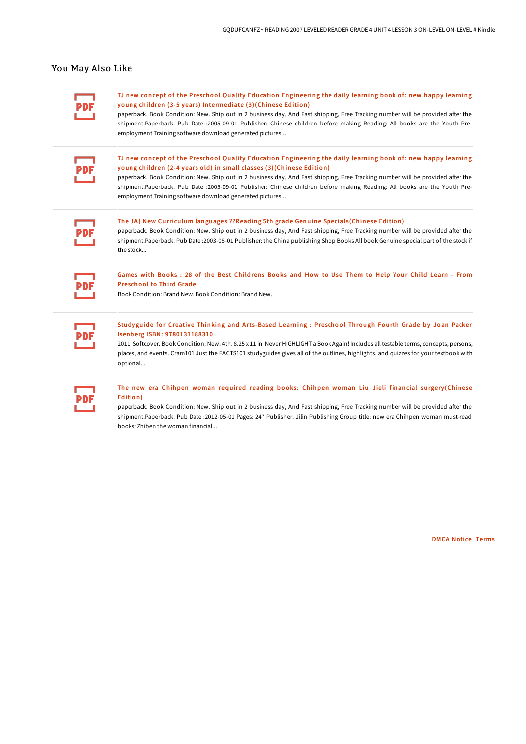## You May Also Like

**TJ new concept of the Preschool Quality Education Engineering the daily learning book of: new happy learning young children (3-5 years) Intermediate (3)(Chinese Edition)**

paperback. Book Condition: New. Ship out in 2 business day, And Fast shipping, Free Tracking number will be provided after the shipment.Paperback. Pub Date :2005-09-01 Publisher: Chinese children before making Reading: All books are the Youth Pre-employment Training software download generated pictures...

**TJ new concept of the Preschool Quality Education Engineering the daily learning book of: new happy learning young children (2-4 years old) in small classes (3)(Chinese Edition)**

paperback. Book Condition: New. Ship out in 2 business day, And Fast shipping, Free Tracking number will be provided after the shipment.Paperback. Pub Date :2005-09-01 Publisher: Chinese children before making Reading: All books are the Youth Pre-employment Training software download generated pictures...

**The JA] New Curriculum languages ??Reading 5th grade Genuine Specials(Chinese Edition)**

paperback. Book Condition: New. Ship out in 2 business day, And Fast shipping, Free Tracking number will be provided after the shipment.Paperback. Pub Date :2003-08-01 Publisher: the China publishing Shop Books All book Genuine special part of the stock if the stock...

**Games with Books : 28 of the Best Childrens Books and How to Use Them to Help Your Child Learn - From Preschool to Third Grade**

Book Condition: Brand New. Book Condition: Brand New.

**Studyguide for Creative Thinking and Arts-Based Learning : Preschool Through Fourth Grade by Joan Packer Isenberg ISBN: 9780131188310**

2011. Softcover. Book Condition: New. 4th. 8.25 x 11 in. Never HIGHLIGHT a Book Again! Includes all testable terms, concepts, persons, places, and events. Cram101 Just the FACTS101 studyguides gives all of the outlines, highlights, and quizzes for your textbook with optional...

**The new era Chihpen woman required reading books: Chihpen woman Liu Jieli financial surgery(Chinese Edition)**

paperback. Book Condition: New. Ship out in 2 business day, And Fast shipping, Free Tracking number will be provided after the shipment.Paperback. Pub Date :2012-05-01 Pages: 247 Publisher: Jilin Publishing Group title: new era Chihpen woman must-read books: Zhiben the woman financial...